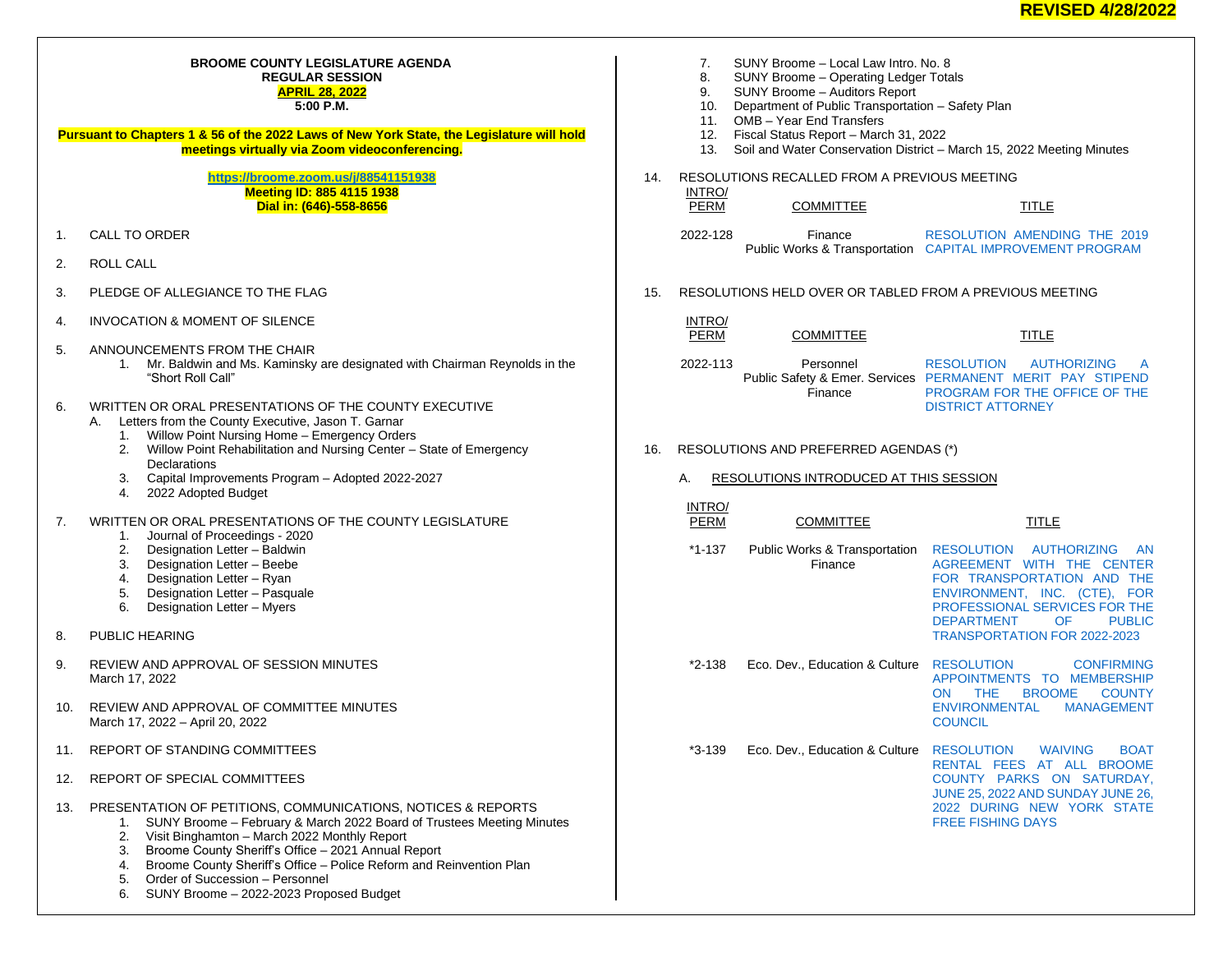**REVISED 4/28/2022**

**BROOME COUNTY LEGISLATURE AGENDA**
**REGULAR SESSION**
**APRIL 28, 2022**
**5:00 P.M.**

**Pursuant to Chapters 1 & 56 of the 2022 Laws of New York State, the Legislature will hold meetings virtually via Zoom videoconferencing.**

**https://broome.zoom.us/j/88541151938**
**Meeting ID: 885 4115 1938**
**Dial in: (646)-558-8656**

1. CALL TO ORDER

2. ROLL CALL

3. PLEDGE OF ALLEGIANCE TO THE FLAG

4. INVOCATION & MOMENT OF SILENCE

5. ANNOUNCEMENTS FROM THE CHAIR
   1. Mr. Baldwin and Ms. Kaminsky are designated with Chairman Reynolds in the "Short Roll Call"

6. WRITTEN OR ORAL PRESENTATIONS OF THE COUNTY EXECUTIVE
   A. Letters from the County Executive, Jason T. Garnar
      1. Willow Point Nursing Home – Emergency Orders
      2. Willow Point Rehabilitation and Nursing Center – State of Emergency Declarations
      3. Capital Improvements Program – Adopted 2022-2027
      4. 2022 Adopted Budget

7. WRITTEN OR ORAL PRESENTATIONS OF THE COUNTY LEGISLATURE
   1. Journal of Proceedings - 2020
   2. Designation Letter – Baldwin
   3. Designation Letter – Beebe
   4. Designation Letter – Ryan
   5. Designation Letter – Pasquale
   6. Designation Letter – Myers

8. PUBLIC HEARING

9. REVIEW AND APPROVAL OF SESSION MINUTES
   March 17, 2022

10. REVIEW AND APPROVAL OF COMMITTEE MINUTES
    March 17, 2022 – April 20, 2022

11. REPORT OF STANDING COMMITTEES

12. REPORT OF SPECIAL COMMITTEES

13. PRESENTATION OF PETITIONS, COMMUNICATIONS, NOTICES & REPORTS
    1. SUNY Broome – February & March 2022 Board of Trustees Meeting Minutes
    2. Visit Binghamton – March 2022 Monthly Report
    3. Broome County Sheriff's Office – 2021 Annual Report
    4. Broome County Sheriff's Office – Police Reform and Reinvention Plan
    5. Order of Succession – Personnel
    6. SUNY Broome – 2022-2023 Proposed Budget
    7. SUNY Broome – Local Law Intro. No. 8
    8. SUNY Broome – Operating Ledger Totals
    9. SUNY Broome – Auditors Report
    10. Department of Public Transportation – Safety Plan
    11. OMB – Year End Transfers
    12. Fiscal Status Report – March 31, 2022
    13. Soil and Water Conservation District – March 15, 2022 Meeting Minutes

14. RESOLUTIONS RECALLED FROM A PREVIOUS MEETING

| INTRO/ PERM | COMMITTEE | TITLE |
|---|---|---|
| 2022-128 | Finance<br>Public Works & Transportation | RESOLUTION AMENDING THE 2019 CAPITAL IMPROVEMENT PROGRAM |

15. RESOLUTIONS HELD OVER OR TABLED FROM A PREVIOUS MEETING

| INTRO/ PERM | COMMITTEE | TITLE |
|---|---|---|
| 2022-113 | Personnel<br>Public Safety & Emer. Services<br>Finance | RESOLUTION AUTHORIZING A PERMANENT MERIT PAY STIPEND PROGRAM FOR THE OFFICE OF THE DISTRICT ATTORNEY |

16. RESOLUTIONS AND PREFERRED AGENDAS (*)

    A. RESOLUTIONS INTRODUCED AT THIS SESSION

| INTRO/ PERM | COMMITTEE | TITLE |
|---|---|---|
| *1-137 | Public Works & Transportation<br>Finance | RESOLUTION AUTHORIZING AN AGREEMENT WITH THE CENTER FOR TRANSPORTATION AND THE ENVIRONMENT, INC. (CTE), FOR PROFESSIONAL SERVICES FOR THE DEPARTMENT OF PUBLIC TRANSPORTATION FOR 2022-2023 |
| *2-138 | Eco. Dev., Education & Culture | RESOLUTION CONFIRMING APPOINTMENTS TO MEMBERSHIP ON THE BROOME COUNTY ENVIRONMENTAL MANAGEMENT COUNCIL |
| *3-139 | Eco. Dev., Education & Culture | RESOLUTION WAIVING BOAT RENTAL FEES AT ALL BROOME COUNTY PARKS ON SATURDAY, JUNE 25, 2022 AND SUNDAY JUNE 26, 2022 DURING NEW YORK STATE FREE FISHING DAYS |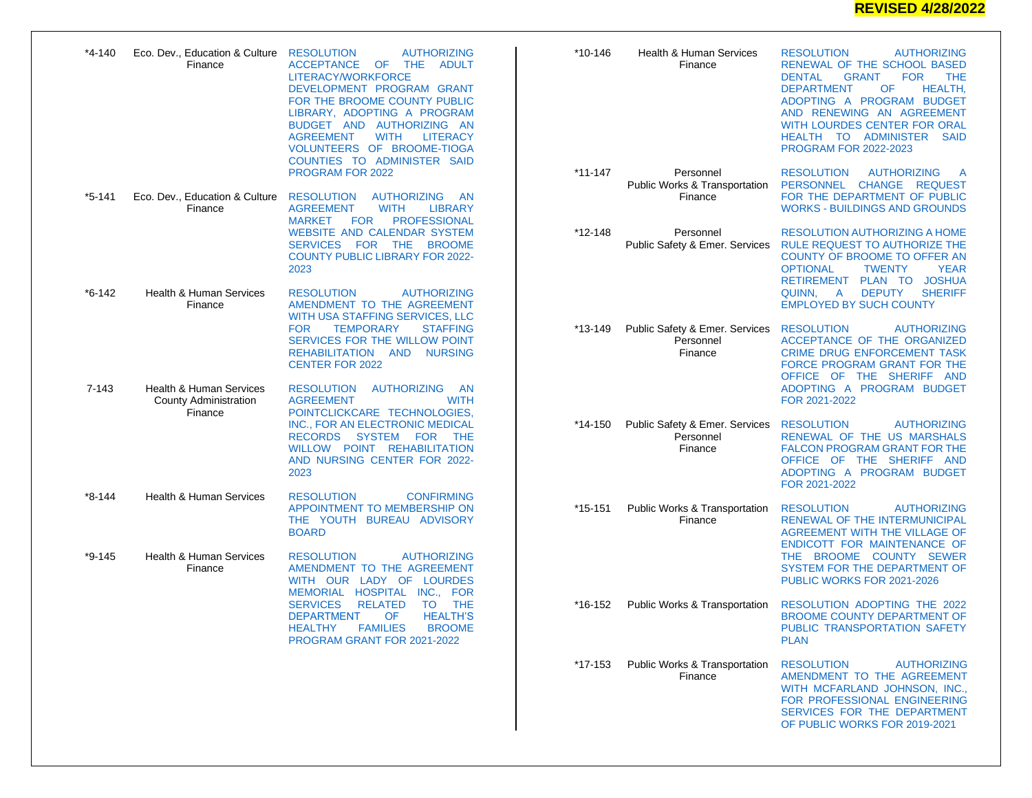**REVISED 4/28/2022**

| No. | Committee(s) | Resolution |
|---|---|---|
| *4-140 | Eco. Dev., Education & Culture<br>Finance | RESOLUTION AUTHORIZING ACCEPTANCE OF THE ADULT LITERACY/WORKFORCE DEVELOPMENT PROGRAM GRANT FOR THE BROOME COUNTY PUBLIC LIBRARY, ADOPTING A PROGRAM BUDGET AND AUTHORIZING AN AGREEMENT WITH LITERACY VOLUNTEERS OF BROOME-TIOGA COUNTIES TO ADMINISTER SAID PROGRAM FOR 2022 |
| *5-141 | Eco. Dev., Education & Culture<br>Finance | RESOLUTION AUTHORIZING AN AGREEMENT WITH LIBRARY MARKET FOR PROFESSIONAL WEBSITE AND CALENDAR SYSTEM SERVICES FOR THE BROOME COUNTY PUBLIC LIBRARY FOR 2022-2023 |
| *6-142 | Health & Human Services<br>Finance | RESOLUTION AUTHORIZING AMENDMENT TO THE AGREEMENT WITH USA STAFFING SERVICES, LLC FOR TEMPORARY STAFFING SERVICES FOR THE WILLOW POINT REHABILITATION AND NURSING CENTER FOR 2022 |
| 7-143 | Health & Human Services<br>County Administration<br>Finance | RESOLUTION AUTHORIZING AN AGREEMENT WITH POINTCLICKCARE TECHNOLOGIES, INC., FOR AN ELECTRONIC MEDICAL RECORDS SYSTEM FOR THE WILLOW POINT REHABILITATION AND NURSING CENTER FOR 2022-2023 |
| *8-144 | Health & Human Services | RESOLUTION CONFIRMING APPOINTMENT TO MEMBERSHIP ON THE YOUTH BUREAU ADVISORY BOARD |
| *9-145 | Health & Human Services<br>Finance | RESOLUTION AUTHORIZING AMENDMENT TO THE AGREEMENT WITH OUR LADY OF LOURDES MEMORIAL HOSPITAL INC., FOR SERVICES RELATED TO THE DEPARTMENT OF HEALTH'S HEALTHY FAMILIES BROOME PROGRAM GRANT FOR 2021-2022 |
| *10-146 | Health & Human Services<br>Finance | RESOLUTION AUTHORIZING RENEWAL OF THE SCHOOL BASED DENTAL GRANT FOR THE DEPARTMENT OF HEALTH, ADOPTING A PROGRAM BUDGET AND RENEWING AN AGREEMENT WITH LOURDES CENTER FOR ORAL HEALTH TO ADMINISTER SAID PROGRAM FOR 2022-2023 |
| *11-147 | Personnel<br>Public Works & Transportation<br>Finance | RESOLUTION AUTHORIZING A PERSONNEL CHANGE REQUEST FOR THE DEPARTMENT OF PUBLIC WORKS - BUILDINGS AND GROUNDS |
| *12-148 | Personnel<br>Public Safety & Emer. Services | RESOLUTION AUTHORIZING A HOME RULE REQUEST TO AUTHORIZE THE COUNTY OF BROOME TO OFFER AN OPTIONAL TWENTY YEAR RETIREMENT PLAN TO JOSHUA QUINN, A DEPUTY SHERIFF EMPLOYED BY SUCH COUNTY |
| *13-149 | Public Safety & Emer. Services<br>Personnel<br>Finance | RESOLUTION AUTHORIZING ACCEPTANCE OF THE ORGANIZED CRIME DRUG ENFORCEMENT TASK FORCE PROGRAM GRANT FOR THE OFFICE OF THE SHERIFF AND ADOPTING A PROGRAM BUDGET FOR 2021-2022 |
| *14-150 | Public Safety & Emer. Services<br>Personnel<br>Finance | RESOLUTION AUTHORIZING RENEWAL OF THE US MARSHALS FALCON PROGRAM GRANT FOR THE OFFICE OF THE SHERIFF AND ADOPTING A PROGRAM BUDGET FOR 2021-2022 |
| *15-151 | Public Works & Transportation<br>Finance | RESOLUTION AUTHORIZING RENEWAL OF THE INTERMUNICIPAL AGREEMENT WITH THE VILLAGE OF ENDICOTT FOR MAINTENANCE OF THE BROOME COUNTY SEWER SYSTEM FOR THE DEPARTMENT OF PUBLIC WORKS FOR 2021-2026 |
| *16-152 | Public Works & Transportation | RESOLUTION ADOPTING THE 2022 BROOME COUNTY DEPARTMENT OF PUBLIC TRANSPORTATION SAFETY PLAN |
| *17-153 | Public Works & Transportation<br>Finance | RESOLUTION AUTHORIZING AMENDMENT TO THE AGREEMENT WITH MCFARLAND JOHNSON, INC., FOR PROFESSIONAL ENGINEERING SERVICES FOR THE DEPARTMENT OF PUBLIC WORKS FOR 2019-2021 |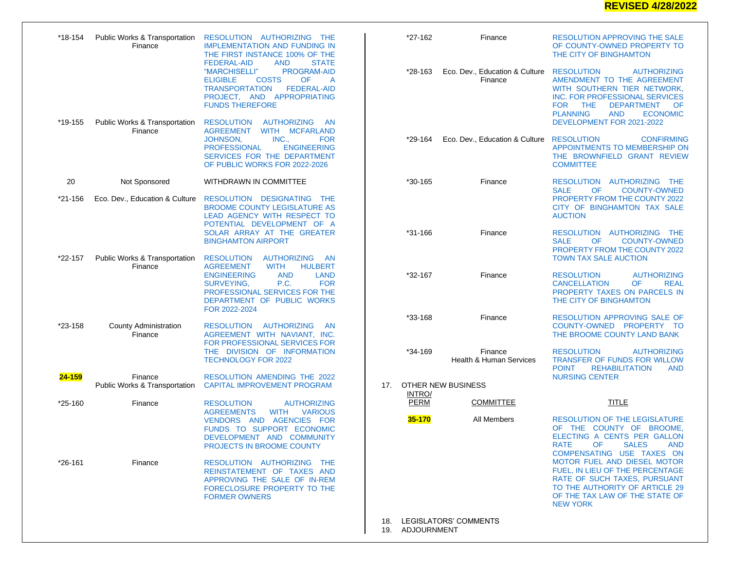**REVISED 4/28/2022**

| | | |
|---|---|---|
| *18-154 | Public Works & Transportation<br>Finance | RESOLUTION AUTHORIZING THE IMPLEMENTATION AND FUNDING IN THE FIRST INSTANCE 100% OF THE FEDERAL-AID AND STATE "MARCHISELLI" PROGRAM-AID ELIGIBLE COSTS OF A TRANSPORTATION FEDERAL-AID PROJECT, AND APPROPRIATING FUNDS THEREFORE |
| *19-155 | Public Works & Transportation<br>Finance | RESOLUTION AUTHORIZING AN AGREEMENT WITH MCFARLAND JOHNSON, INC., FOR PROFESSIONAL ENGINEERING SERVICES FOR THE DEPARTMENT OF PUBLIC WORKS FOR 2022-2026 |
| 20 | Not Sponsored | WITHDRAWN IN COMMITTEE |
| *21-156 | Eco. Dev., Education & Culture | RESOLUTION DESIGNATING THE BROOME COUNTY LEGISLATURE AS LEAD AGENCY WITH RESPECT TO POTENTIAL DEVELOPMENT OF A SOLAR ARRAY AT THE GREATER BINGHAMTON AIRPORT |
| *22-157 | Public Works & Transportation<br>Finance | RESOLUTION AUTHORIZING AN AGREEMENT WITH HULBERT ENGINEERING AND LAND SURVEYING, P.C. FOR PROFESSIONAL SERVICES FOR THE DEPARTMENT OF PUBLIC WORKS FOR 2022-2024 |
| *23-158 | County Administration<br>Finance | RESOLUTION AUTHORIZING AN AGREEMENT WITH NAVIANT, INC. FOR PROFESSIONAL SERVICES FOR THE DIVISION OF INFORMATION TECHNOLOGY FOR 2022 |
| **24-159** | Finance<br>Public Works & Transportation | RESOLUTION AMENDING THE 2022 CAPITAL IMPROVEMENT PROGRAM |
| *25-160 | Finance | RESOLUTION AUTHORIZING AGREEMENTS WITH VARIOUS VENDORS AND AGENCIES FOR FUNDS TO SUPPORT ECONOMIC DEVELOPMENT AND COMMUNITY PROJECTS IN BROOME COUNTY |
| *26-161 | Finance | RESOLUTION AUTHORIZING THE REINSTATEMENT OF TAXES AND APPROVING THE SALE OF IN-REM FORECLOSURE PROPERTY TO THE FORMER OWNERS |
| *27-162 | Finance | RESOLUTION APPROVING THE SALE OF COUNTY-OWNED PROPERTY TO THE CITY OF BINGHAMTON |
| *28-163 | Eco. Dev., Education & Culture<br>Finance | RESOLUTION AUTHORIZING AMENDMENT TO THE AGREEMENT WITH SOUTHERN TIER NETWORK, INC. FOR PROFESSIONAL SERVICES FOR THE DEPARTMENT OF PLANNING AND ECONOMIC DEVELOPMENT FOR 2021-2022 |
| *29-164 | Eco. Dev., Education & Culture | RESOLUTION CONFIRMING APPOINTMENTS TO MEMBERSHIP ON THE BROWNFIELD GRANT REVIEW COMMITTEE |
| *30-165 | Finance | RESOLUTION AUTHORIZING THE SALE OF COUNTY-OWNED PROPERTY FROM THE COUNTY 2022 CITY OF BINGHAMTON TAX SALE AUCTION |
| *31-166 | Finance | RESOLUTION AUTHORIZING THE SALE OF COUNTY-OWNED PROPERTY FROM THE COUNTY 2022 TOWN TAX SALE AUCTION |
| *32-167 | Finance | RESOLUTION AUTHORIZING CANCELLATION OF REAL PROPERTY TAXES ON PARCELS IN THE CITY OF BINGHAMTON |
| *33-168 | Finance | RESOLUTION APPROVING SALE OF COUNTY-OWNED PROPERTY TO THE BROOME COUNTY LAND BANK |
| *34-169 | Finance<br>Health & Human Services | RESOLUTION AUTHORIZING TRANSFER OF FUNDS FOR WILLOW POINT REHABILITATION AND NURSING CENTER |

17. OTHER NEW BUSINESS

| INTRO/ PERM | COMMITTEE | TITLE |
|---|---|---|
| **35-170** | All Members | RESOLUTION OF THE LEGISLATURE OF THE COUNTY OF BROOME, ELECTING A CENTS PER GALLON RATE OF SALES AND COMPENSATING USE TAXES ON MOTOR FUEL AND DIESEL MOTOR FUEL, IN LIEU OF THE PERCENTAGE RATE OF SUCH TAXES, PURSUANT TO THE AUTHORITY OF ARTICLE 29 OF THE TAX LAW OF THE STATE OF NEW YORK |

18. LEGISLATORS' COMMENTS
19. ADJOURNMENT